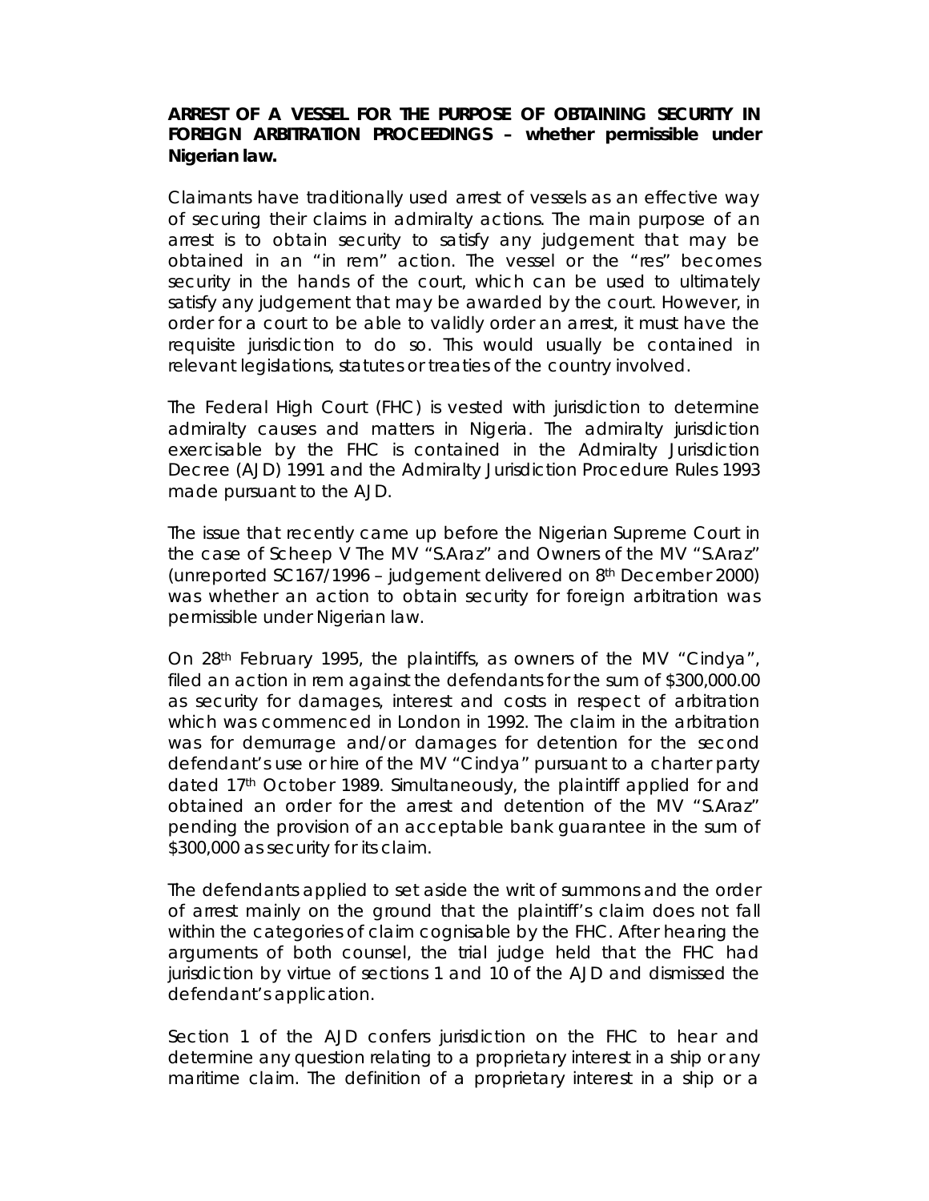**ARREST OF A VESSEL FOR THE PURPOSE OF OBTAINING SECURITY IN FOREIGN ARBITRATION PROCEEDINGS – whether permissible under Nigerian law.**

Claimants have traditionally used arrest of vessels as an effective way of securing their claims in admiralty actions. The main purpose of an arrest is to obtain security to satisfy any judgement that may be obtained in an "in rem" action. The vessel or the "res" becomes security in the hands of the court, which can be used to ultimately satisfy any judgement that may be awarded by the court. However, in order for a court to be able to validly order an arrest, it must have the requisite jurisdiction to do so. This would usually be contained in relevant legislations, statutes or treaties of the country involved.

The Federal High Court (FHC) is vested with jurisdiction to determine admiralty causes and matters in Nigeria. The admiralty jurisdiction exercisable by the FHC is contained in the Admiralty Jurisdiction Decree (AJD) 1991 and the Admiralty Jurisdiction Procedure Rules 1993 made pursuant to the AJD.

The issue that recently came up before the Nigerian Supreme Court in the case of Scheep V The MV "S.Araz" and Owners of the MV "S.Araz" (unreported SC167/1996 – judgement delivered on 8th December 2000) was whether an action to obtain security for foreign arbitration was permissible under Nigerian law.

On 28th February 1995, the plaintiffs, as owners of the MV "Cindya", filed an action in rem against the defendants for the sum of $300,000.00 as security for damages, interest and costs in respect of arbitration which was commenced in London in 1992. The claim in the arbitration was for demurrage and/or damages for detention for the second defendant's use or hire of the MV "Cindya" pursuant to a charter party dated 17th October 1989. Simultaneously, the plaintiff applied for and obtained an order for the arrest and detention of the MV "S.Araz" pending the provision of an acceptable bank guarantee in the sum of $300,000 as security for its claim.

The defendants applied to set aside the writ of summons and the order of arrest mainly on the ground that the plaintiff's claim does not fall within the categories of claim cognisable by the FHC. After hearing the arguments of both counsel, the trial judge held that the FHC had jurisdiction by virtue of sections 1 and 10 of the AJD and dismissed the defendant's application.

Section 1 of the AJD confers jurisdiction on the FHC to hear and determine any question relating to a proprietary interest in a ship or any maritime claim. The definition of a proprietary interest in a ship or a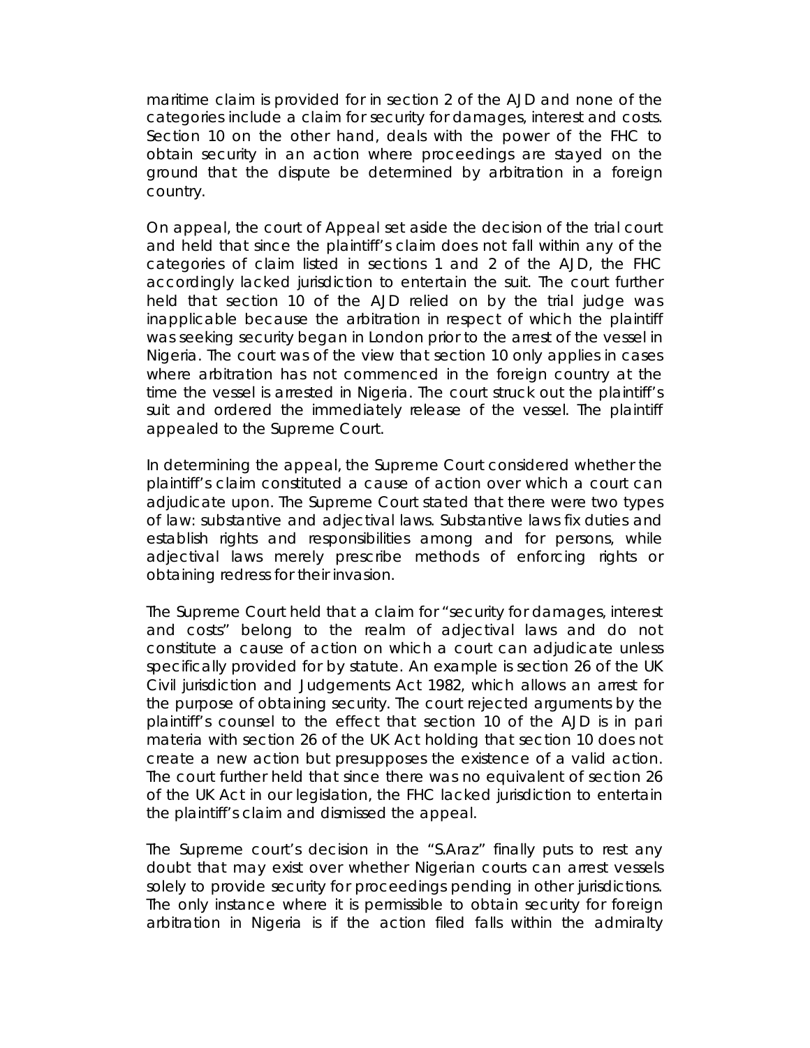maritime claim is provided for in section 2 of the AJD and none of the categories include a claim for security for damages, interest and costs. Section 10 on the other hand, deals with the power of the FHC to obtain security in an action where proceedings are stayed on the ground that the dispute be determined by arbitration in a foreign country.

On appeal, the court of Appeal set aside the decision of the trial court and held that since the plaintiff's claim does not fall within any of the categories of claim listed in sections 1 and 2 of the AJD, the FHC accordingly lacked jurisdiction to entertain the suit. The court further held that section 10 of the AJD relied on by the trial judge was inapplicable because the arbitration in respect of which the plaintiff was seeking security began in London prior to the arrest of the vessel in Nigeria. The court was of the view that section 10 only applies in cases where arbitration has not commenced in the foreign country at the time the vessel is arrested in Nigeria. The court struck out the plaintiff's suit and ordered the immediately release of the vessel. The plaintiff appealed to the Supreme Court.

In determining the appeal, the Supreme Court considered whether the plaintiff's claim constituted a cause of action over which a court can adjudicate upon. The Supreme Court stated that there were two types of law: substantive and adjectival laws. Substantive laws fix duties and establish rights and responsibilities among and for persons, while adjectival laws merely prescribe methods of enforcing rights or obtaining redress for their invasion.

The Supreme Court held that a claim for "security for damages, interest and costs" belong to the realm of adjectival laws and do not constitute a cause of action on which a court can adjudicate unless specifically provided for by statute. An example is section 26 of the UK Civil jurisdiction and Judgements Act 1982, which allows an arrest for the purpose of obtaining security. The court rejected arguments by the plaintiff's counsel to the effect that section 10 of the AJD is in pari materia with section 26 of the UK Act holding that section 10 does not create a new action but presupposes the existence of a valid action. The court further held that since there was no equivalent of section 26 of the UK Act in our legislation, the FHC lacked jurisdiction to entertain the plaintiff's claim and dismissed the appeal.

The Supreme court's decision in the "S.Araz" finally puts to rest any doubt that may exist over whether Nigerian courts can arrest vessels solely to provide security for proceedings pending in other jurisdictions. The only instance where it is permissible to obtain security for foreign arbitration in Nigeria is if the action filed falls within the admiralty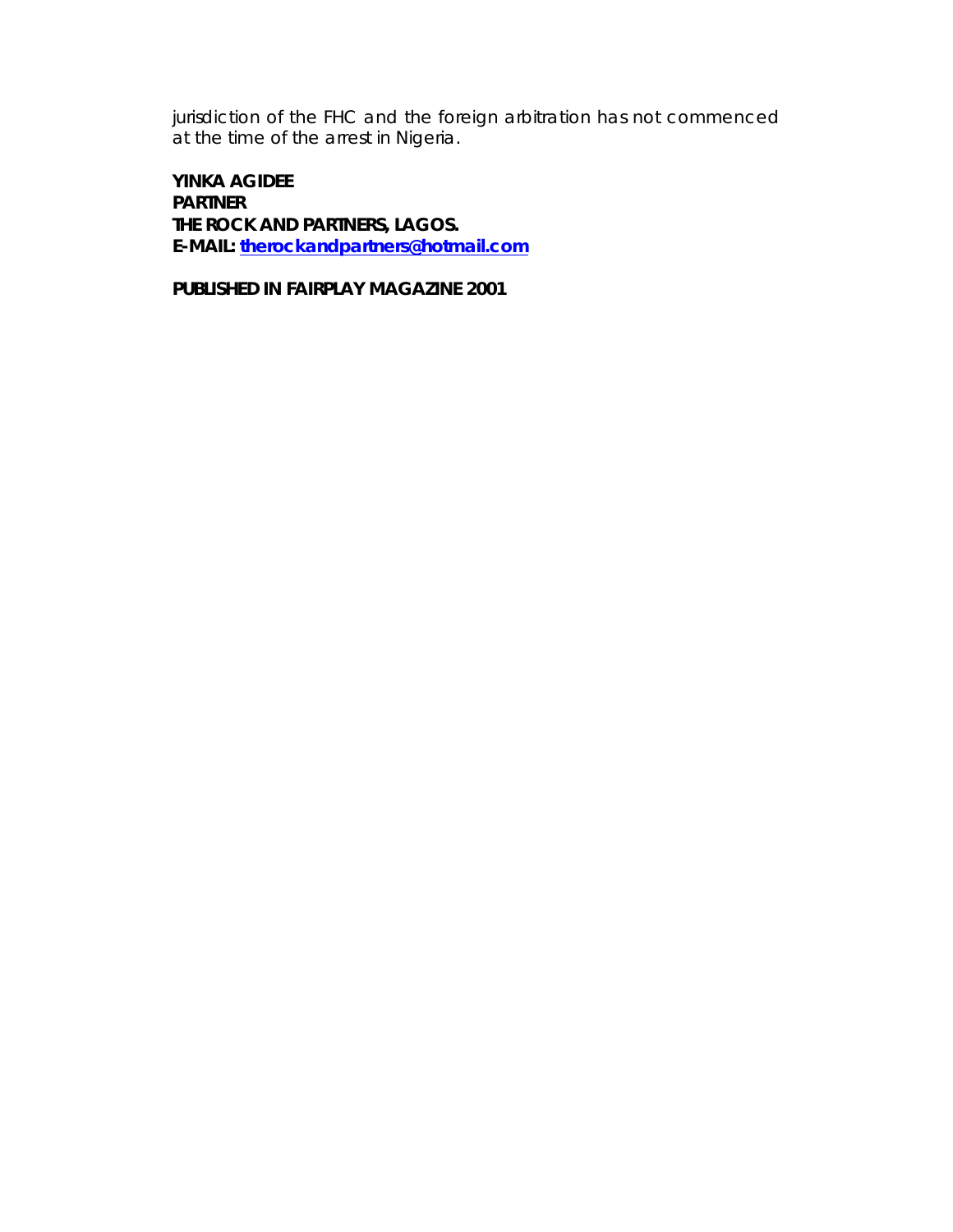jurisdiction of the FHC and the foreign arbitration has not commenced at the time of the arrest in Nigeria.

**YINKA AGIDEE**
**PARTNER**
**THE ROCK AND PARTNERS, LAGOS.**
**E-MAIL: therockandpartners@hotmail.com**

**PUBLISHED IN FAIRPLAY MAGAZINE 2001**